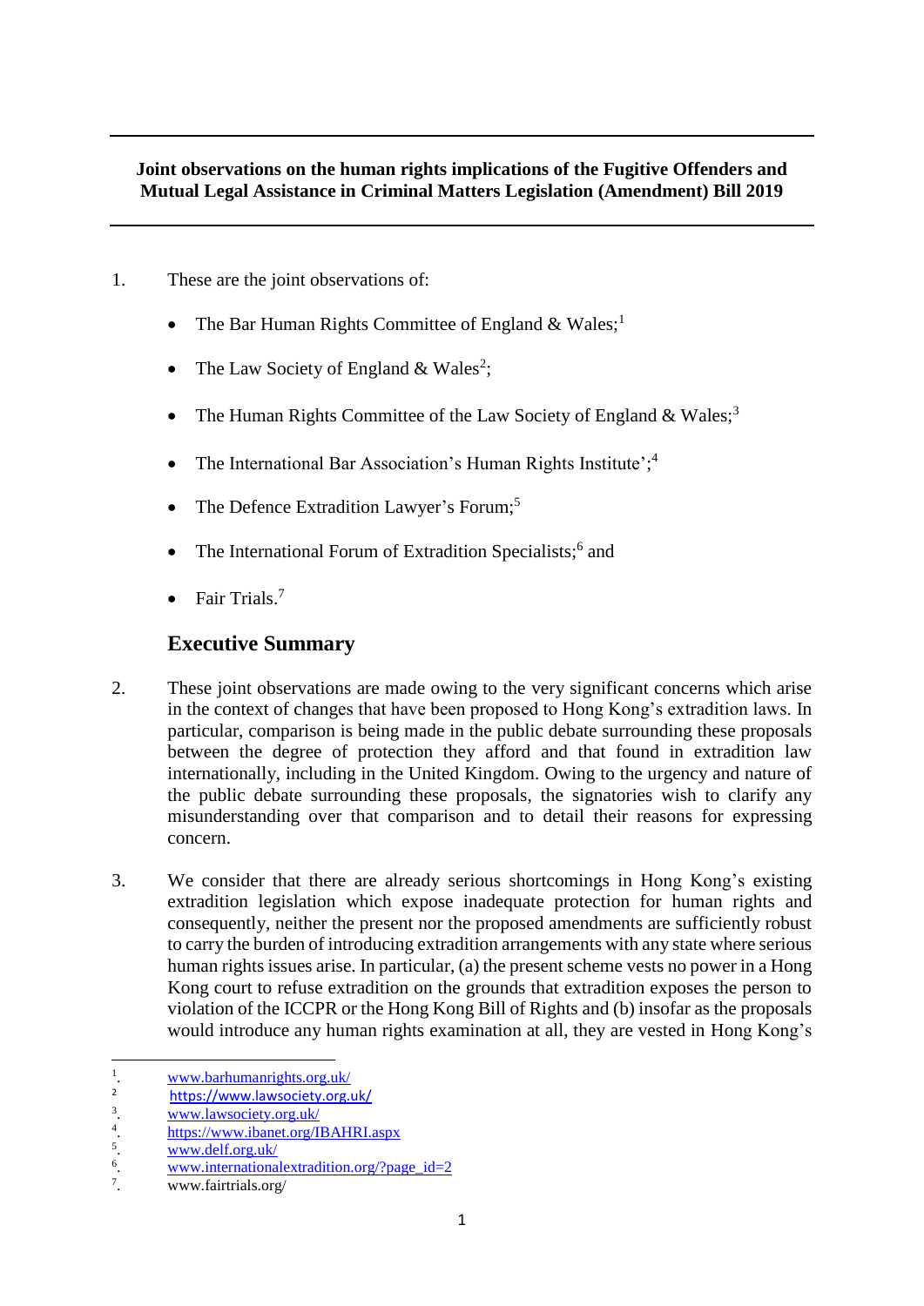**Joint observations on the human rights implications of the Fugitive Offenders and Mutual Legal Assistance in Criminal Matters Legislation (Amendment) Bill 2019**

1. These are the joint observations of:

   - The Bar Human Rights Committee of England & Wales;[1]
   - The Law Society of England & Wales[2];
   - The Human Rights Committee of the Law Society of England & Wales;[3]
   - The International Bar Association's Human Rights Institute';[4]
   - The Defence Extradition Lawyer's Forum;[5]
   - The International Forum of Extradition Specialists;[6] and
   - Fair Trials.[7]

## Executive Summary

2. These joint observations are made owing to the very significant concerns which arise in the context of changes that have been proposed to Hong Kong's extradition laws. In particular, comparison is being made in the public debate surrounding these proposals between the degree of protection they afford and that found in extradition law internationally, including in the United Kingdom. Owing to the urgency and nature of the public debate surrounding these proposals, the signatories wish to clarify any misunderstanding over that comparison and to detail their reasons for expressing concern.

3. We consider that there are already serious shortcomings in Hong Kong's existing extradition legislation which expose inadequate protection for human rights and consequently, neither the present nor the proposed amendments are sufficiently robust to carry the burden of introducing extradition arrangements with any state where serious human rights issues arise. In particular, (a) the present scheme vests no power in a Hong Kong court to refuse extradition on the grounds that extradition exposes the person to violation of the ICCPR or the Hong Kong Bill of Rights and (b) insofar as the proposals would introduce any human rights examination at all, they are vested in Hong Kong's

---

1. www.barhumanrights.org.uk/
2. https://www.lawsociety.org.uk/
3. www.lawsociety.org.uk/
4. https://www.ibanet.org/IBAHRI.aspx
5. www.delf.org.uk/
6. www.internationalextradition.org/?page_id=2
7. www.fairtrials.org/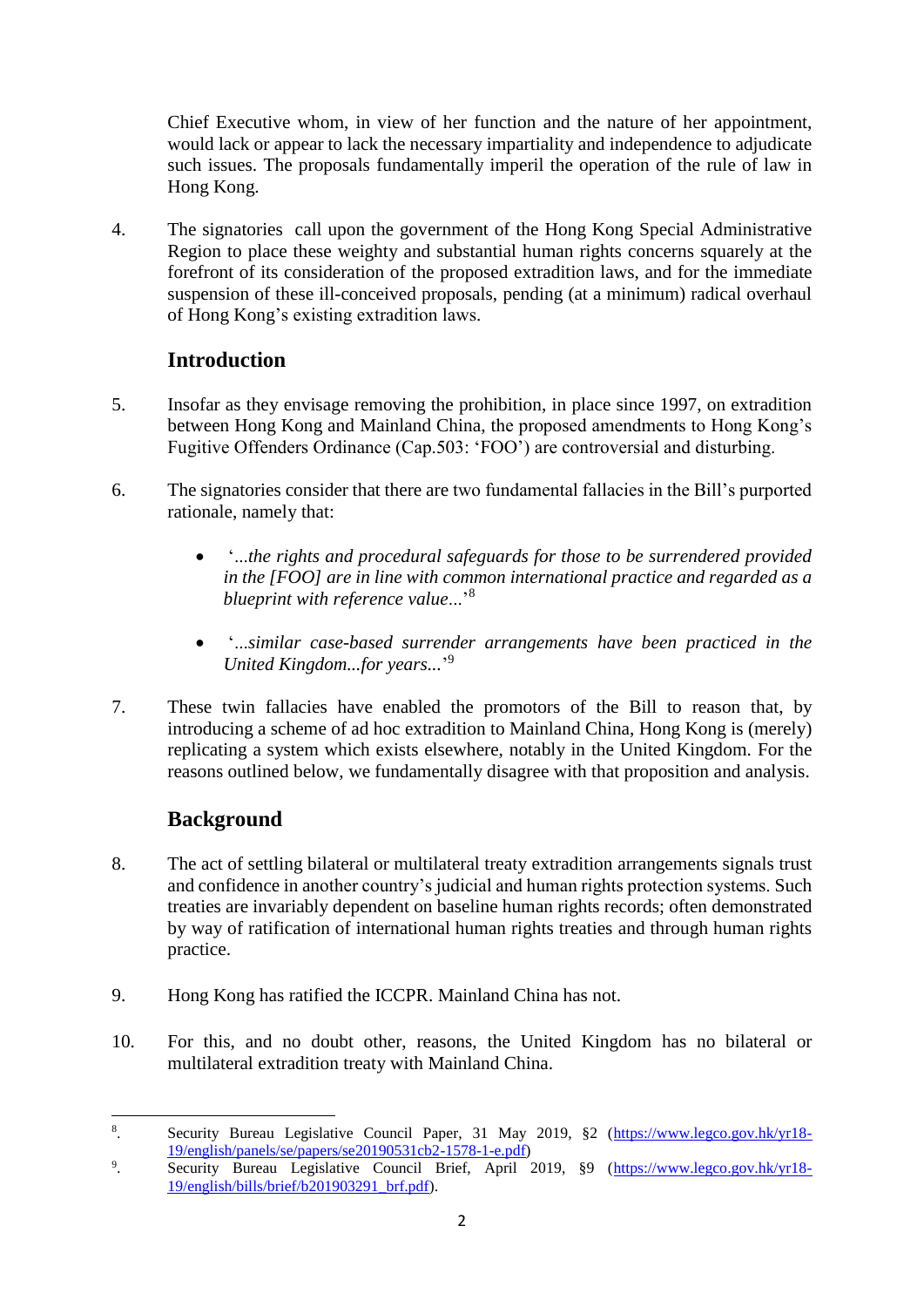Chief Executive whom, in view of her function and the nature of her appointment, would lack or appear to lack the necessary impartiality and independence to adjudicate such issues. The proposals fundamentally imperil the operation of the rule of law in Hong Kong.

4. The signatories call upon the government of the Hong Kong Special Administrative Region to place these weighty and substantial human rights concerns squarely at the forefront of its consideration of the proposed extradition laws, and for the immediate suspension of these ill-conceived proposals, pending (at a minimum) radical overhaul of Hong Kong's existing extradition laws.

## Introduction

5. Insofar as they envisage removing the prohibition, in place since 1997, on extradition between Hong Kong and Mainland China, the proposed amendments to Hong Kong's Fugitive Offenders Ordinance (Cap.503: 'FOO') are controversial and disturbing.

6. The signatories consider that there are two fundamental fallacies in the Bill's purported rationale, namely that:

   - '*...the rights and procedural safeguards for those to be surrendered provided in the [FOO] are in line with common international practice and regarded as a blueprint with reference value...*'[8]

   - '*...similar case-based surrender arrangements have been practiced in the United Kingdom...for years...*'[9]

7. These twin fallacies have enabled the promotors of the Bill to reason that, by introducing a scheme of ad hoc extradition to Mainland China, Hong Kong is (merely) replicating a system which exists elsewhere, notably in the United Kingdom. For the reasons outlined below, we fundamentally disagree with that proposition and analysis.

## Background

8. The act of settling bilateral or multilateral treaty extradition arrangements signals trust and confidence in another country's judicial and human rights protection systems. Such treaties are invariably dependent on baseline human rights records; often demonstrated by way of ratification of international human rights treaties and through human rights practice.

9. Hong Kong has ratified the ICCPR. Mainland China has not.

10. For this, and no doubt other, reasons, the United Kingdom has no bilateral or multilateral extradition treaty with Mainland China.

---

[8]. Security Bureau Legislative Council Paper, 31 May 2019, §2 (https://www.legco.gov.hk/yr18-19/english/panels/se/papers/se20190531cb2-1578-1-e.pdf)

[9]. Security Bureau Legislative Council Brief, April 2019, §9 (https://www.legco.gov.hk/yr18-19/english/bills/brief/b201903291_brf.pdf).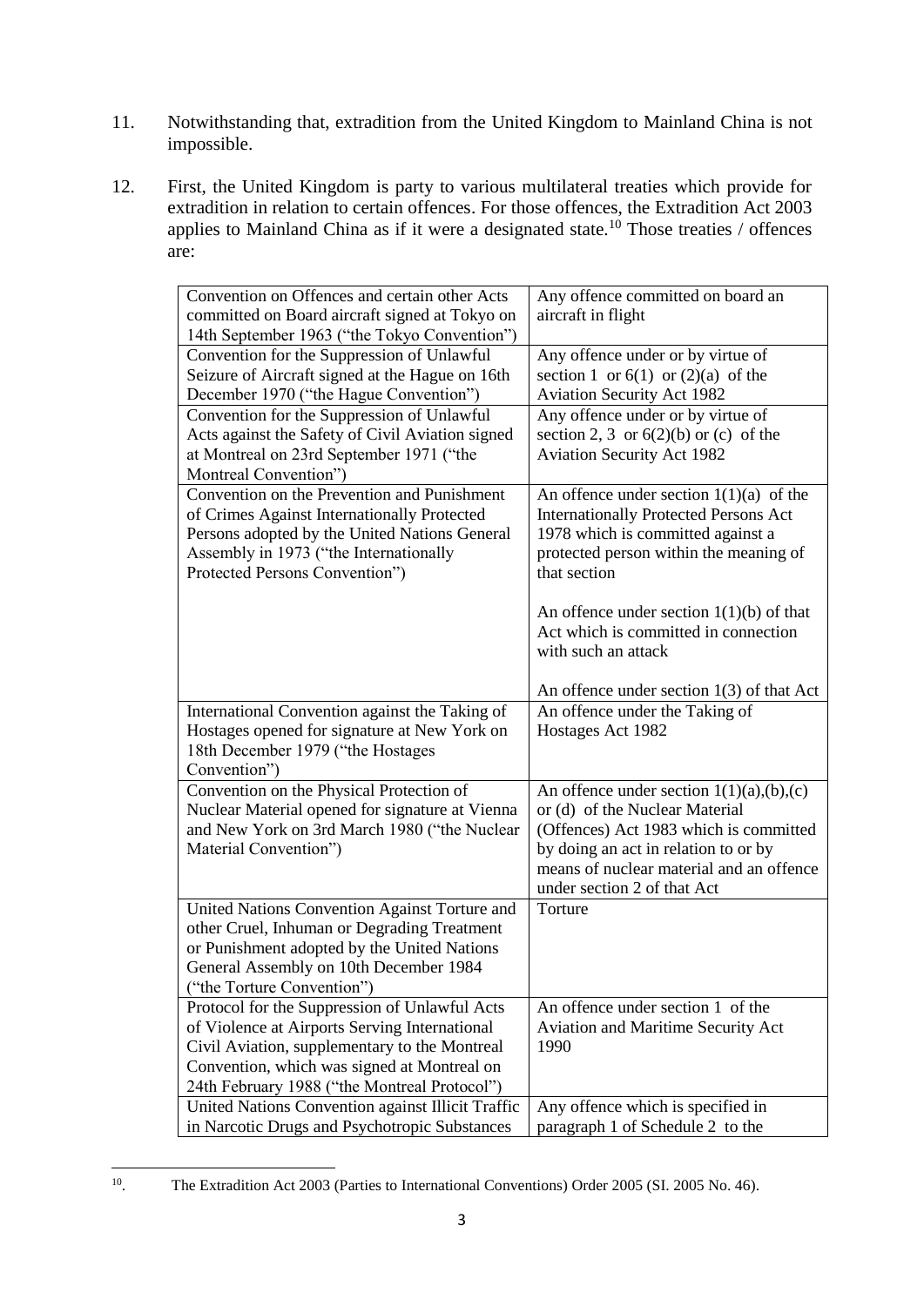11. Notwithstanding that, extradition from the United Kingdom to Mainland China is not impossible.

12. First, the United Kingdom is party to various multilateral treaties which provide for extradition in relation to certain offences. For those offences, the Extradition Act 2003 applies to Mainland China as if it were a designated state.[10] Those treaties / offences are:

| Treaty | Offence |
|---|---|
| Convention on Offences and certain other Acts committed on Board aircraft signed at Tokyo on 14th September 1963 ("the Tokyo Convention") | Any offence committed on board an aircraft in flight |
| Convention for the Suppression of Unlawful Seizure of Aircraft signed at the Hague on 16th December 1970 ("the Hague Convention") | Any offence under or by virtue of section 1 or 6(1) or (2)(a) of the Aviation Security Act 1982 |
| Convention for the Suppression of Unlawful Acts against the Safety of Civil Aviation signed at Montreal on 23rd September 1971 ("the Montreal Convention") | Any offence under or by virtue of section 2, 3 or 6(2)(b) or (c) of the Aviation Security Act 1982 |
| Convention on the Prevention and Punishment of Crimes Against Internationally Protected Persons adopted by the United Nations General Assembly in 1973 ("the Internationally Protected Persons Convention") | An offence under section 1(1)(a) of the Internationally Protected Persons Act 1978 which is committed against a protected person within the meaning of that section<br><br>An offence under section 1(1)(b) of that Act which is committed in connection with such an attack<br><br>An offence under section 1(3) of that Act |
| International Convention against the Taking of Hostages opened for signature at New York on 18th December 1979 ("the Hostages Convention") | An offence under the Taking of Hostages Act 1982 |
| Convention on the Physical Protection of Nuclear Material opened for signature at Vienna and New York on 3rd March 1980 ("the Nuclear Material Convention") | An offence under section 1(1)(a),(b),(c) or (d) of the Nuclear Material (Offences) Act 1983 which is committed by doing an act in relation to or by means of nuclear material and an offence under section 2 of that Act |
| United Nations Convention Against Torture and other Cruel, Inhuman or Degrading Treatment or Punishment adopted by the United Nations General Assembly on 10th December 1984 ("the Torture Convention") | Torture |
| Protocol for the Suppression of Unlawful Acts of Violence at Airports Serving International Civil Aviation, supplementary to the Montreal Convention, which was signed at Montreal on 24th February 1988 ("the Montreal Protocol") | An offence under section 1 of the Aviation and Maritime Security Act 1990 |
| United Nations Convention against Illicit Traffic in Narcotic Drugs and Psychotropic Substances | Any offence which is specified in paragraph 1 of Schedule 2 to the |

[10]. The Extradition Act 2003 (Parties to International Conventions) Order 2005 (SI. 2005 No. 46).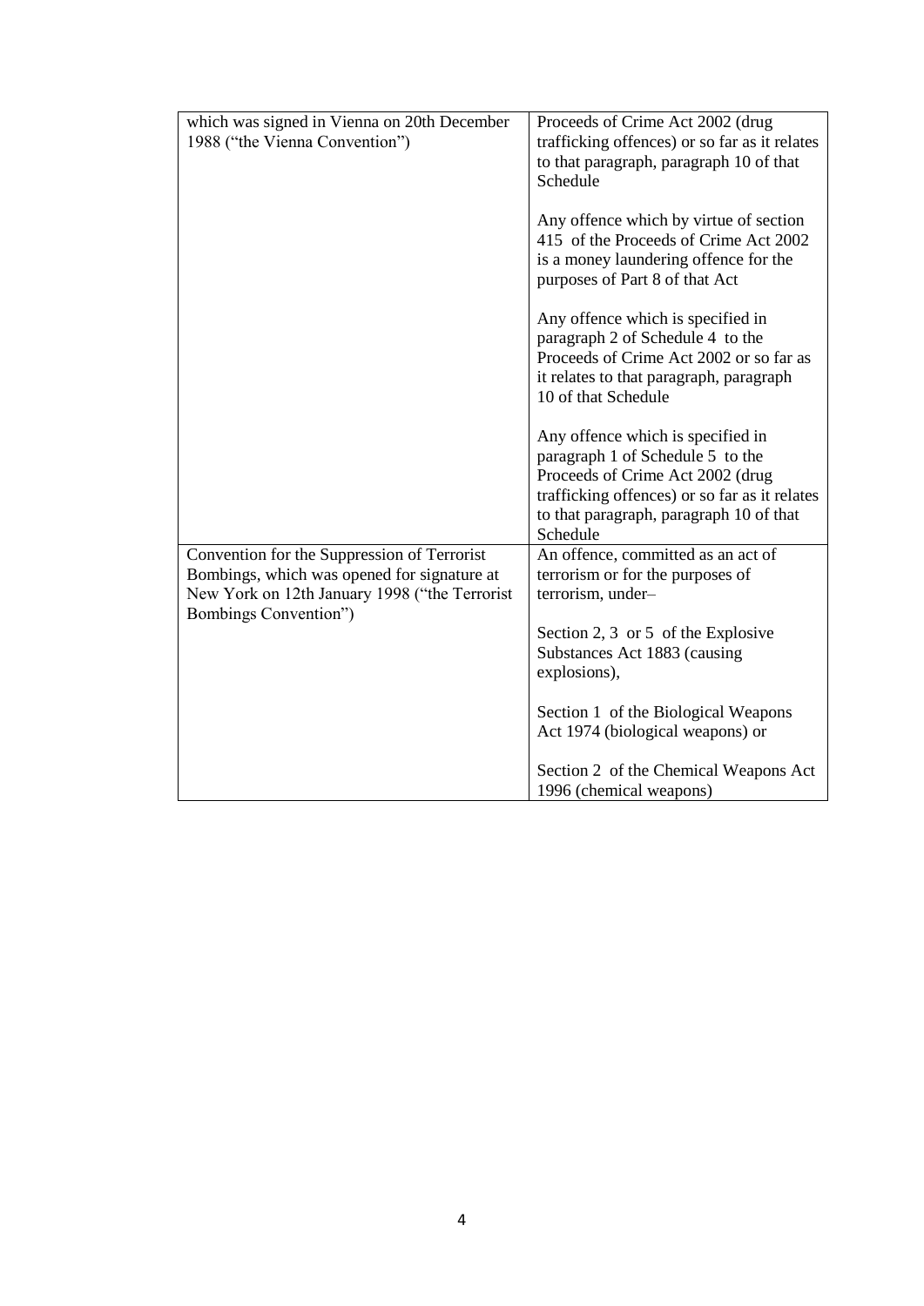| | |
|---|---|
| which was signed in Vienna on 20th December 1988 ("the Vienna Convention") | Proceeds of Crime Act 2002 (drug trafficking offences) or so far as it relates to that paragraph, paragraph 10 of that Schedule<br><br>Any offence which by virtue of section 415 of the Proceeds of Crime Act 2002 is a money laundering offence for the purposes of Part 8 of that Act<br><br>Any offence which is specified in paragraph 2 of Schedule 4 to the Proceeds of Crime Act 2002 or so far as it relates to that paragraph, paragraph 10 of that Schedule<br><br>Any offence which is specified in paragraph 1 of Schedule 5 to the Proceeds of Crime Act 2002 (drug trafficking offences) or so far as it relates to that paragraph, paragraph 10 of that Schedule |
| Convention for the Suppression of Terrorist Bombings, which was opened for signature at New York on 12th January 1998 ("the Terrorist Bombings Convention") | An offence, committed as an act of terrorism or for the purposes of terrorism, under–<br><br>Section 2, 3 or 5 of the Explosive Substances Act 1883 (causing explosions),<br><br>Section 1 of the Biological Weapons Act 1974 (biological weapons) or<br><br>Section 2 of the Chemical Weapons Act 1996 (chemical weapons) |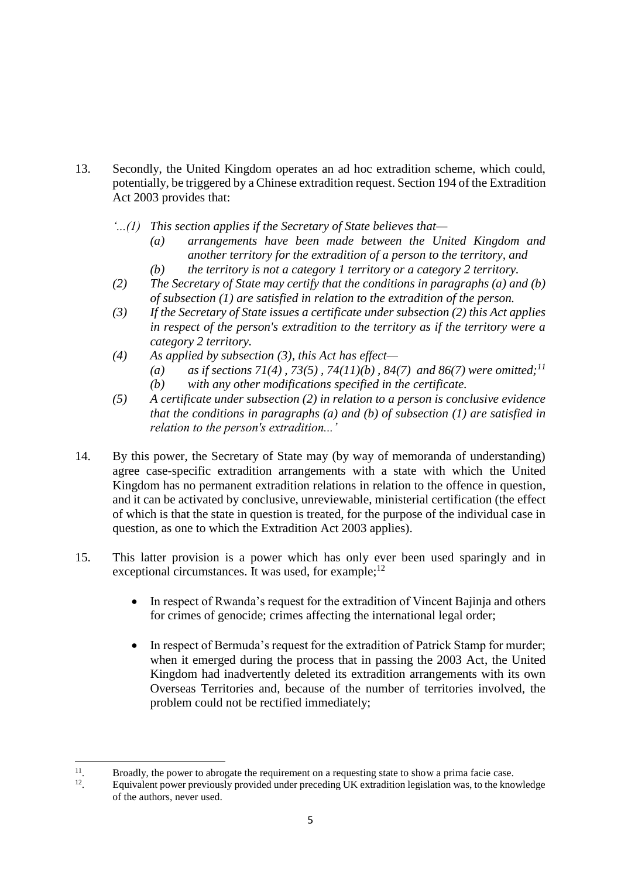13. Secondly, the United Kingdom operates an ad hoc extradition scheme, which could, potentially, be triggered by a Chinese extradition request. Section 194 of the Extradition Act 2003 provides that:

    *'...(1) This section applies if the Secretary of State believes that—*
    
    *(a) arrangements have been made between the United Kingdom and another territory for the extradition of a person to the territory, and*
    
    *(b) the territory is not a category 1 territory or a category 2 territory.*
    
    *(2) The Secretary of State may certify that the conditions in paragraphs (a) and (b) of subsection (1) are satisfied in relation to the extradition of the person.*
    
    *(3) If the Secretary of State issues a certificate under subsection (2) this Act applies in respect of the person's extradition to the territory as if the territory were a category 2 territory.*
    
    *(4) As applied by subsection (3), this Act has effect—*
    
    *(a) as if sections 71(4) , 73(5) , 74(11)(b) , 84(7) and 86(7) were omitted;*[11]
    
    *(b) with any other modifications specified in the certificate.*
    
    *(5) A certificate under subsection (2) in relation to a person is conclusive evidence that the conditions in paragraphs (a) and (b) of subsection (1) are satisfied in relation to the person's extradition...'*

14. By this power, the Secretary of State may (by way of memoranda of understanding) agree case-specific extradition arrangements with a state with which the United Kingdom has no permanent extradition relations in relation to the offence in question, and it can be activated by conclusive, unreviewable, ministerial certification (the effect of which is that the state in question is treated, for the purpose of the individual case in question, as one to which the Extradition Act 2003 applies).

15. This latter provision is a power which has only ever been used sparingly and in exceptional circumstances. It was used, for example;[12]

    - In respect of Rwanda's request for the extradition of Vincent Bajinja and others for crimes of genocide; crimes affecting the international legal order;
    
    - In respect of Bermuda's request for the extradition of Patrick Stamp for murder; when it emerged during the process that in passing the 2003 Act, the United Kingdom had inadvertently deleted its extradition arrangements with its own Overseas Territories and, because of the number of territories involved, the problem could not be rectified immediately;

---

[11]. Broadly, the power to abrogate the requirement on a requesting state to show a prima facie case.

[12]. Equivalent power previously provided under preceding UK extradition legislation was, to the knowledge of the authors, never used.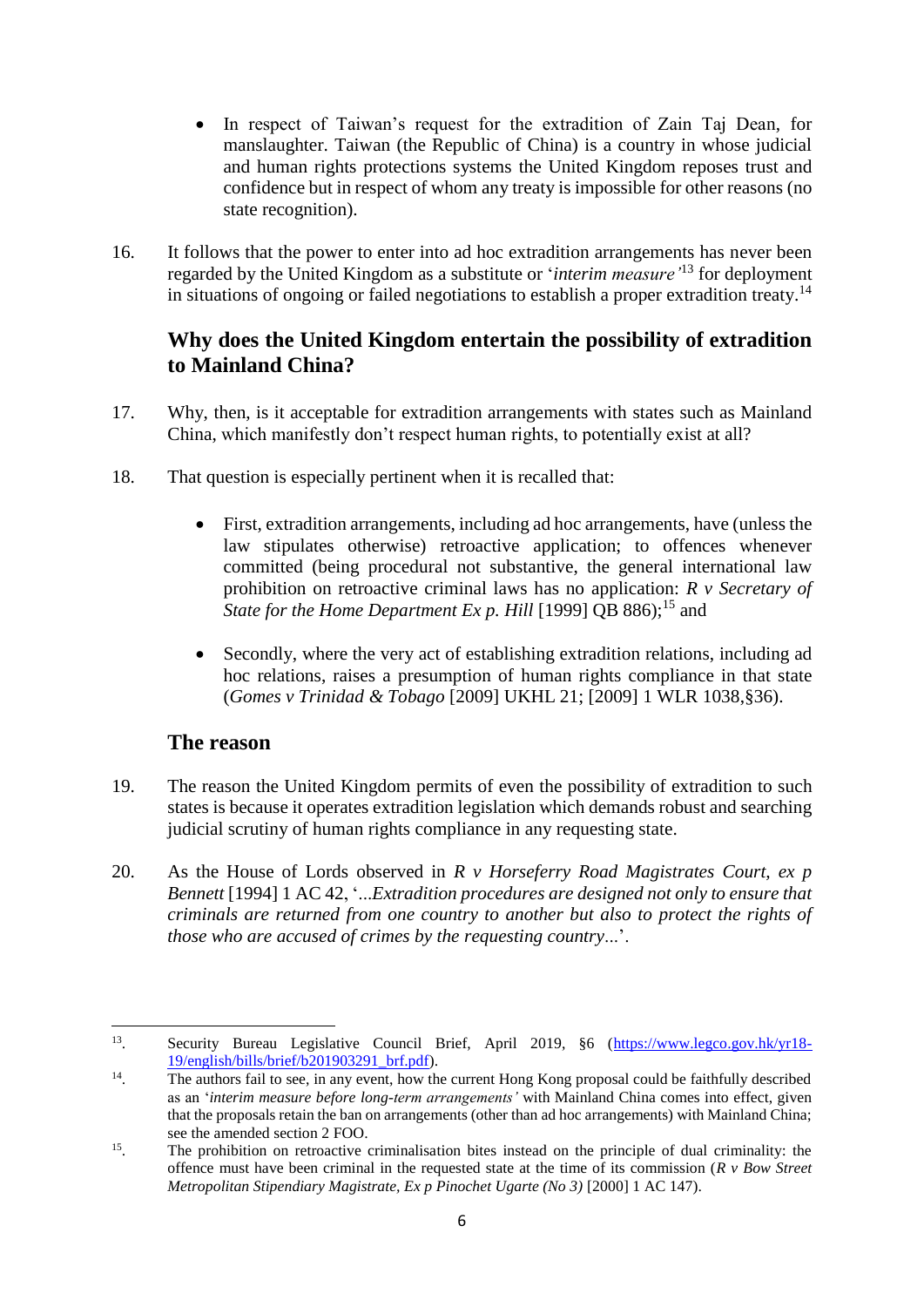- In respect of Taiwan's request for the extradition of Zain Taj Dean, for manslaughter. Taiwan (the Republic of China) is a country in whose judicial and human rights protections systems the United Kingdom reposes trust and confidence but in respect of whom any treaty is impossible for other reasons (no state recognition).

16. It follows that the power to enter into ad hoc extradition arrangements has never been regarded by the United Kingdom as a substitute or '*interim measure*'[13] for deployment in situations of ongoing or failed negotiations to establish a proper extradition treaty.[14]

## Why does the United Kingdom entertain the possibility of extradition to Mainland China?

17. Why, then, is it acceptable for extradition arrangements with states such as Mainland China, which manifestly don't respect human rights, to potentially exist at all?

18. That question is especially pertinent when it is recalled that:

    - First, extradition arrangements, including ad hoc arrangements, have (unless the law stipulates otherwise) retroactive application; to offences whenever committed (being procedural not substantive, the general international law prohibition on retroactive criminal laws has no application: *R v Secretary of State for the Home Department Ex p. Hill* [1999] QB 886);[15] and

    - Secondly, where the very act of establishing extradition relations, including ad hoc relations, raises a presumption of human rights compliance in that state (*Gomes v Trinidad & Tobago* [2009] UKHL 21; [2009] 1 WLR 1038,§36).

## The reason

19. The reason the United Kingdom permits of even the possibility of extradition to such states is because it operates extradition legislation which demands robust and searching judicial scrutiny of human rights compliance in any requesting state.

20. As the House of Lords observed in *R v Horseferry Road Magistrates Court, ex p Bennett* [1994] 1 AC 42, '*...Extradition procedures are designed not only to ensure that criminals are returned from one country to another but also to protect the rights of those who are accused of crimes by the requesting country...*'.

---

[13]. Security Bureau Legislative Council Brief, April 2019, §6 (https://www.legco.gov.hk/yr18-19/english/bills/brief/b201903291_brf.pdf).

[14]. The authors fail to see, in any event, how the current Hong Kong proposal could be faithfully described as an '*interim measure before long-term arrangements'* with Mainland China comes into effect, given that the proposals retain the ban on arrangements (other than ad hoc arrangements) with Mainland China; see the amended section 2 FOO.

[15]. The prohibition on retroactive criminalisation bites instead on the principle of dual criminality: the offence must have been criminal in the requested state at the time of its commission (*R v Bow Street Metropolitan Stipendiary Magistrate, Ex p Pinochet Ugarte (No 3)* [2000] 1 AC 147).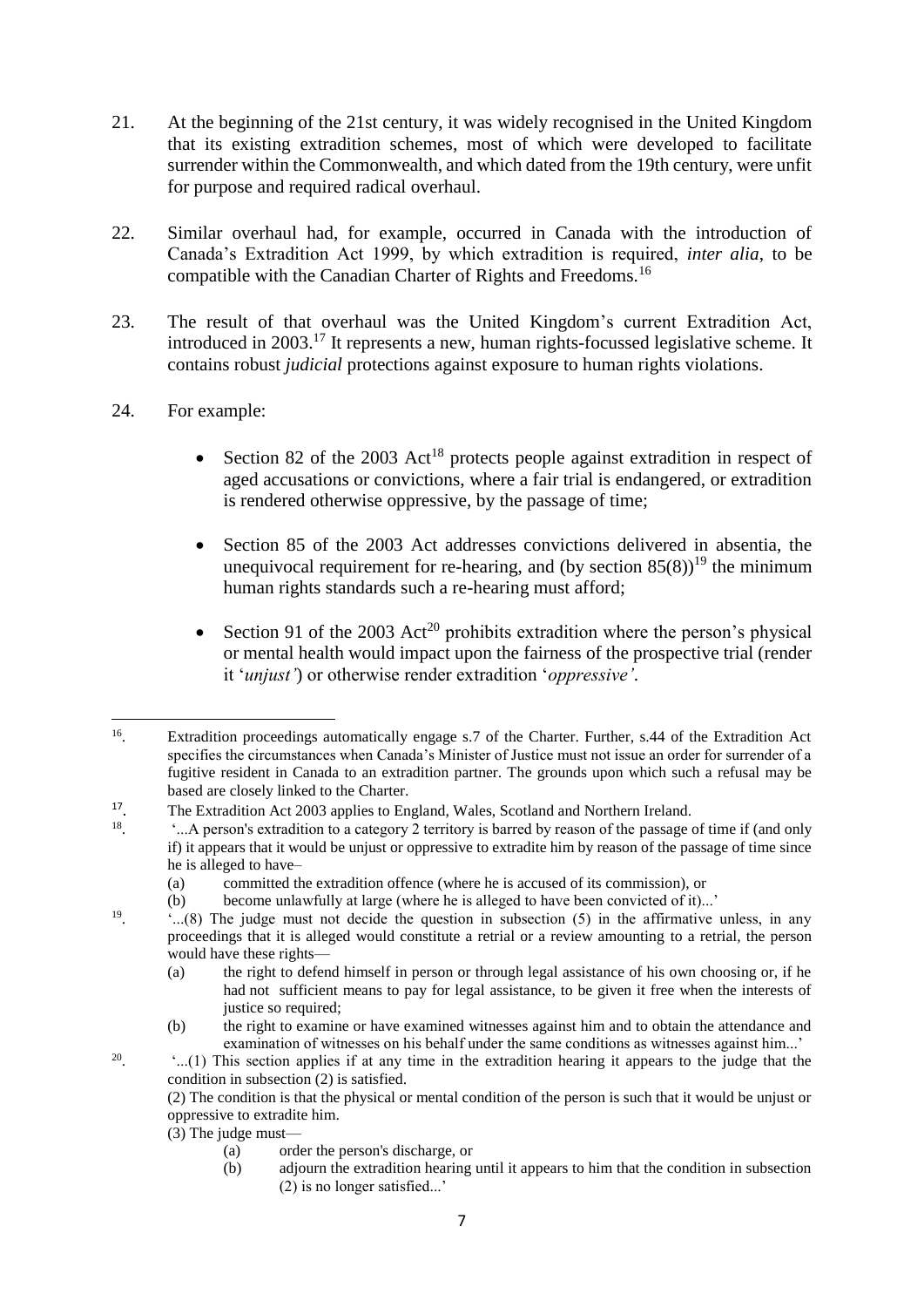21. At the beginning of the 21st century, it was widely recognised in the United Kingdom that its existing extradition schemes, most of which were developed to facilitate surrender within the Commonwealth, and which dated from the 19th century, were unfit for purpose and required radical overhaul.

22. Similar overhaul had, for example, occurred in Canada with the introduction of Canada's Extradition Act 1999, by which extradition is required, *inter alia*, to be compatible with the Canadian Charter of Rights and Freedoms.[16]

23. The result of that overhaul was the United Kingdom's current Extradition Act, introduced in 2003.[17] It represents a new, human rights-focussed legislative scheme. It contains robust *judicial* protections against exposure to human rights violations.

24. For example:

   - Section 82 of the 2003 Act[18] protects people against extradition in respect of aged accusations or convictions, where a fair trial is endangered, or extradition is rendered otherwise oppressive, by the passage of time;

   - Section 85 of the 2003 Act addresses convictions delivered in absentia, the unequivocal requirement for re-hearing, and (by section 85(8))[19] the minimum human rights standards such a re-hearing must afford;

   - Section 91 of the 2003 Act[20] prohibits extradition where the person's physical or mental health would impact upon the fairness of the prospective trial (render it '*unjust'*) or otherwise render extradition '*oppressive'*.

---

[16]. Extradition proceedings automatically engage s.7 of the Charter. Further, s.44 of the Extradition Act specifies the circumstances when Canada's Minister of Justice must not issue an order for surrender of a fugitive resident in Canada to an extradition partner. The grounds upon which such a refusal may be based are closely linked to the Charter.

[17]. The Extradition Act 2003 applies to England, Wales, Scotland and Northern Ireland.

[18]. '...A person's extradition to a category 2 territory is barred by reason of the passage of time if (and only if) it appears that it would be unjust or oppressive to extradite him by reason of the passage of time since he is alleged to have–
   (a) committed the extradition offence (where he is accused of its commission), or
   (b) become unlawfully at large (where he is alleged to have been convicted of it)...'

[19]. '...(8) The judge must not decide the question in subsection (5) in the affirmative unless, in any proceedings that it is alleged would constitute a retrial or a review amounting to a retrial, the person would have these rights—
   (a) the right to defend himself in person or through legal assistance of his own choosing or, if he had not sufficient means to pay for legal assistance, to be given it free when the interests of justice so required;
   (b) the right to examine or have examined witnesses against him and to obtain the attendance and examination of witnesses on his behalf under the same conditions as witnesses against him...'

[20]. '...(1) This section applies if at any time in the extradition hearing it appears to the judge that the condition in subsection (2) is satisfied.
   (2) The condition is that the physical or mental condition of the person is such that it would be unjust or oppressive to extradite him.
   (3) The judge must—
   (a) order the person's discharge, or
   (b) adjourn the extradition hearing until it appears to him that the condition in subsection (2) is no longer satisfied...'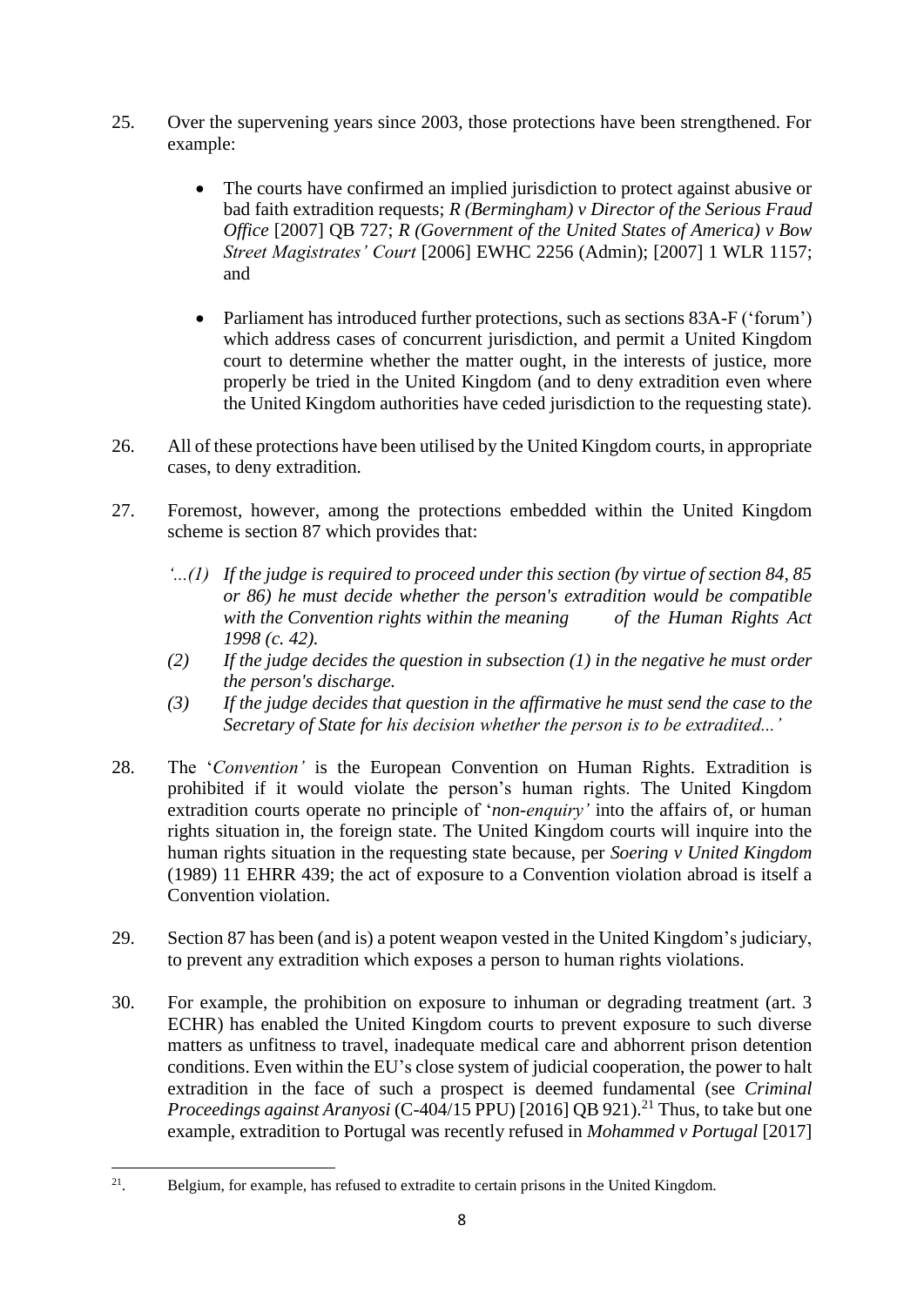25. Over the supervening years since 2003, those protections have been strengthened. For example:

    - The courts have confirmed an implied jurisdiction to protect against abusive or bad faith extradition requests; *R (Bermingham) v Director of the Serious Fraud Office* [2007] QB 727; *R (Government of the United States of America) v Bow Street Magistrates' Court* [2006] EWHC 2256 (Admin); [2007] 1 WLR 1157; and

    - Parliament has introduced further protections, such as sections 83A-F ('forum') which address cases of concurrent jurisdiction, and permit a United Kingdom court to determine whether the matter ought, in the interests of justice, more properly be tried in the United Kingdom (and to deny extradition even where the United Kingdom authorities have ceded jurisdiction to the requesting state).

26. All of these protections have been utilised by the United Kingdom courts, in appropriate cases, to deny extradition.

27. Foremost, however, among the protections embedded within the United Kingdom scheme is section 87 which provides that:

    *'...(1) If the judge is required to proceed under this section (by virtue of section 84, 85 or 86) he must decide whether the person's extradition would be compatible with the Convention rights within the meaning of the Human Rights Act 1998 (c. 42).*

    *(2) If the judge decides the question in subsection (1) in the negative he must order the person's discharge.*

    *(3) If the judge decides that question in the affirmative he must send the case to the Secretary of State for his decision whether the person is to be extradited...'*

28. The '*Convention'* is the European Convention on Human Rights. Extradition is prohibited if it would violate the person's human rights. The United Kingdom extradition courts operate no principle of '*non-enquiry'* into the affairs of, or human rights situation in, the foreign state. The United Kingdom courts will inquire into the human rights situation in the requesting state because, per *Soering v United Kingdom* (1989) 11 EHRR 439; the act of exposure to a Convention violation abroad is itself a Convention violation.

29. Section 87 has been (and is) a potent weapon vested in the United Kingdom's judiciary, to prevent any extradition which exposes a person to human rights violations.

30. For example, the prohibition on exposure to inhuman or degrading treatment (art. 3 ECHR) has enabled the United Kingdom courts to prevent exposure to such diverse matters as unfitness to travel, inadequate medical care and abhorrent prison detention conditions. Even within the EU's close system of judicial cooperation, the power to halt extradition in the face of such a prospect is deemed fundamental (see *Criminal Proceedings against Aranyosi* (C-404/15 PPU) [2016] QB 921).[21] Thus, to take but one example, extradition to Portugal was recently refused in *Mohammed v Portugal* [2017]

---

[21]. Belgium, for example, has refused to extradite to certain prisons in the United Kingdom.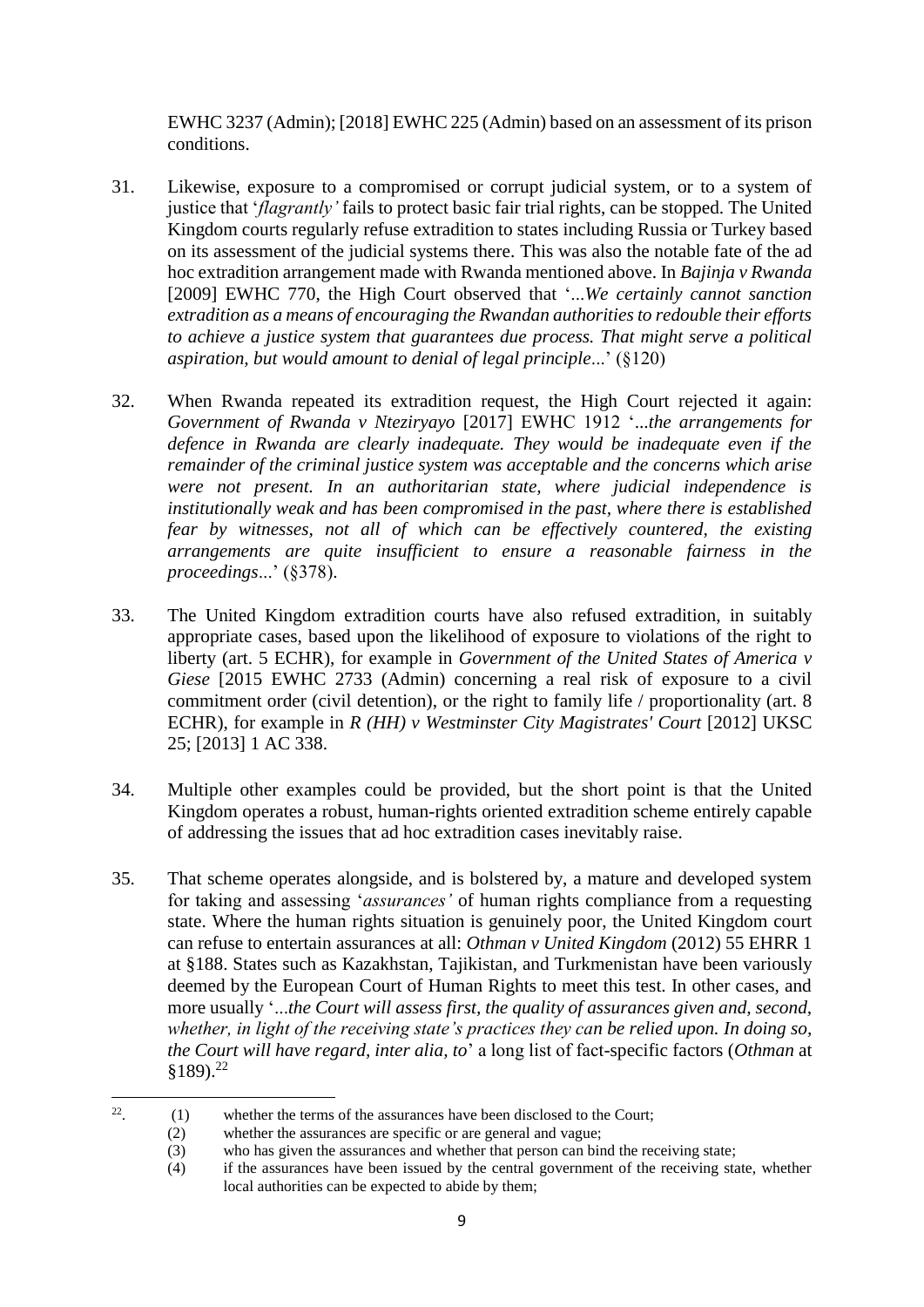EWHC 3237 (Admin); [2018] EWHC 225 (Admin) based on an assessment of its prison conditions.

31. Likewise, exposure to a compromised or corrupt judicial system, or to a system of justice that '*flagrantly'* fails to protect basic fair trial rights, can be stopped. The United Kingdom courts regularly refuse extradition to states including Russia or Turkey based on its assessment of the judicial systems there. This was also the notable fate of the ad hoc extradition arrangement made with Rwanda mentioned above. In *Bajinja v Rwanda* [2009] EWHC 770, the High Court observed that '*...We certainly cannot sanction extradition as a means of encouraging the Rwandan authorities to redouble their efforts to achieve a justice system that guarantees due process. That might serve a political aspiration, but would amount to denial of legal principle...*' (§120)

32. When Rwanda repeated its extradition request, the High Court rejected it again: *Government of Rwanda v Nteziryayo* [2017] EWHC 1912 '*...the arrangements for defence in Rwanda are clearly inadequate. They would be inadequate even if the remainder of the criminal justice system was acceptable and the concerns which arise were not present. In an authoritarian state, where judicial independence is institutionally weak and has been compromised in the past, where there is established fear by witnesses, not all of which can be effectively countered, the existing arrangements are quite insufficient to ensure a reasonable fairness in the proceedings...*' (§378).

33. The United Kingdom extradition courts have also refused extradition, in suitably appropriate cases, based upon the likelihood of exposure to violations of the right to liberty (art. 5 ECHR), for example in *Government of the United States of America v Giese* [2015 EWHC 2733 (Admin) concerning a real risk of exposure to a civil commitment order (civil detention), or the right to family life / proportionality (art. 8 ECHR), for example in *R (HH) v Westminster City Magistrates' Court* [2012] UKSC 25; [2013] 1 AC 338.

34. Multiple other examples could be provided, but the short point is that the United Kingdom operates a robust, human-rights oriented extradition scheme entirely capable of addressing the issues that ad hoc extradition cases inevitably raise.

35. That scheme operates alongside, and is bolstered by, a mature and developed system for taking and assessing '*assurances'* of human rights compliance from a requesting state. Where the human rights situation is genuinely poor, the United Kingdom court can refuse to entertain assurances at all: *Othman v United Kingdom* (2012) 55 EHRR 1 at §188. States such as Kazakhstan, Tajikistan, and Turkmenistan have been variously deemed by the European Court of Human Rights to meet this test. In other cases, and more usually '*...the Court will assess first, the quality of assurances given and, second, whether, in light of the receiving state's practices they can be relied upon. In doing so, the Court will have regard, inter alia, to*' a long list of fact-specific factors (*Othman* at §189).[22]

---

[22]. (1) whether the terms of the assurances have been disclosed to the Court;
(2) whether the assurances are specific or are general and vague;
(3) who has given the assurances and whether that person can bind the receiving state;
(4) if the assurances have been issued by the central government of the receiving state, whether local authorities can be expected to abide by them;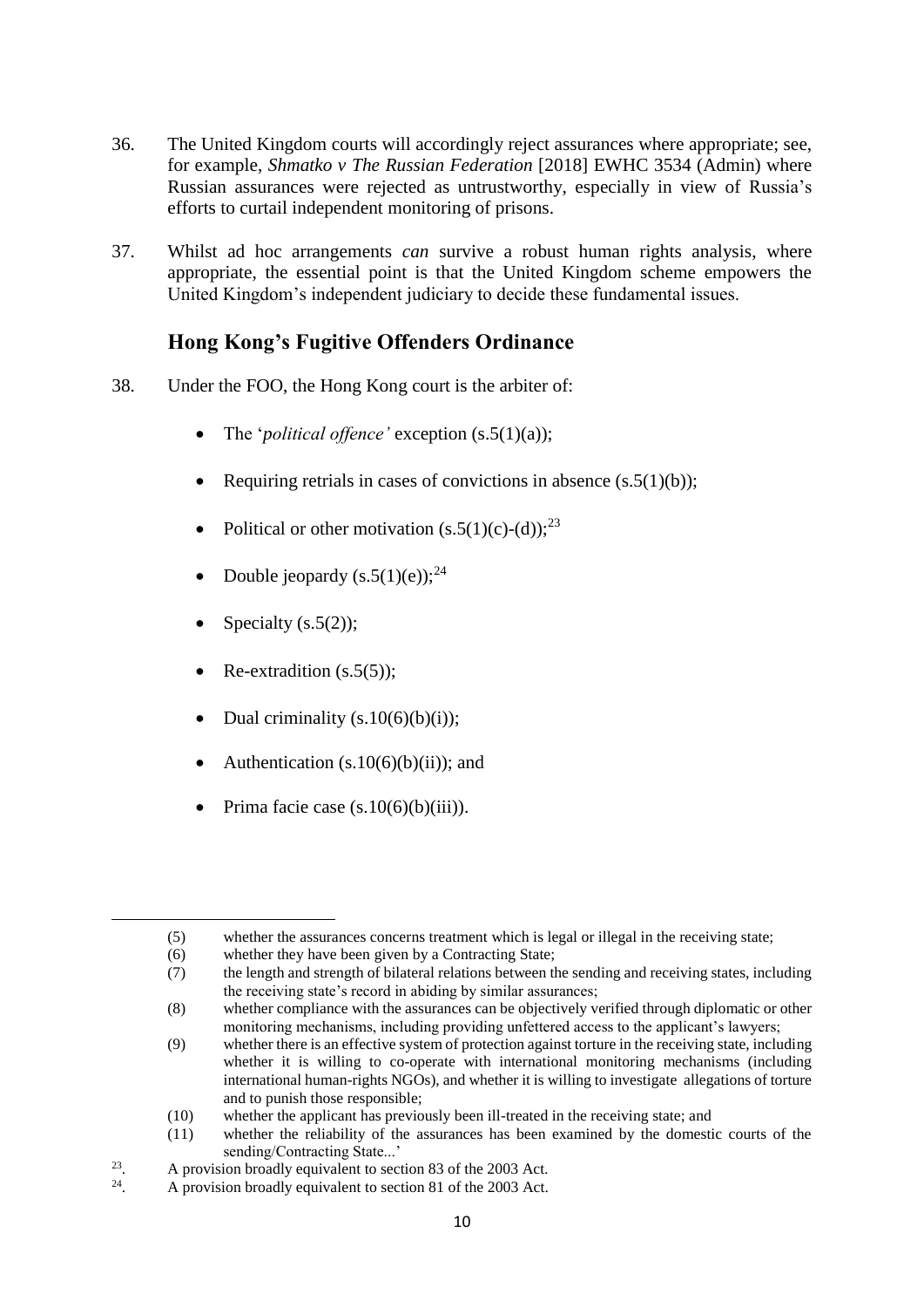36. The United Kingdom courts will accordingly reject assurances where appropriate; see, for example, *Shmatko v The Russian Federation* [2018] EWHC 3534 (Admin) where Russian assurances were rejected as untrustworthy, especially in view of Russia's efforts to curtail independent monitoring of prisons.

37. Whilst ad hoc arrangements *can* survive a robust human rights analysis, where appropriate, the essential point is that the United Kingdom scheme empowers the United Kingdom's independent judiciary to decide these fundamental issues.

## Hong Kong's Fugitive Offenders Ordinance

38. Under the FOO, the Hong Kong court is the arbiter of:

- The '*political offence'* exception (s.5(1)(a));
- Requiring retrials in cases of convictions in absence (s.5(1)(b));
- Political or other motivation (s.5(1)(c)-(d));[23]
- Double jeopardy (s.5(1)(e));[24]
- Specialty (s.5(2));
- Re-extradition (s.5(5));
- Dual criminality (s.10(6)(b)(i));
- Authentication (s.10(6)(b)(ii)); and
- Prima facie case (s.10(6)(b)(iii)).

---

(5) whether the assurances concerns treatment which is legal or illegal in the receiving state;
(6) whether they have been given by a Contracting State;
(7) the length and strength of bilateral relations between the sending and receiving states, including the receiving state's record in abiding by similar assurances;
(8) whether compliance with the assurances can be objectively verified through diplomatic or other monitoring mechanisms, including providing unfettered access to the applicant's lawyers;
(9) whether there is an effective system of protection against torture in the receiving state, including whether it is willing to co-operate with international monitoring mechanisms (including international human-rights NGOs), and whether it is willing to investigate allegations of torture and to punish those responsible;
(10) whether the applicant has previously been ill-treated in the receiving state; and
(11) whether the reliability of the assurances has been examined by the domestic courts of the sending/Contracting State...'

[23]. A provision broadly equivalent to section 83 of the 2003 Act.

[24]. A provision broadly equivalent to section 81 of the 2003 Act.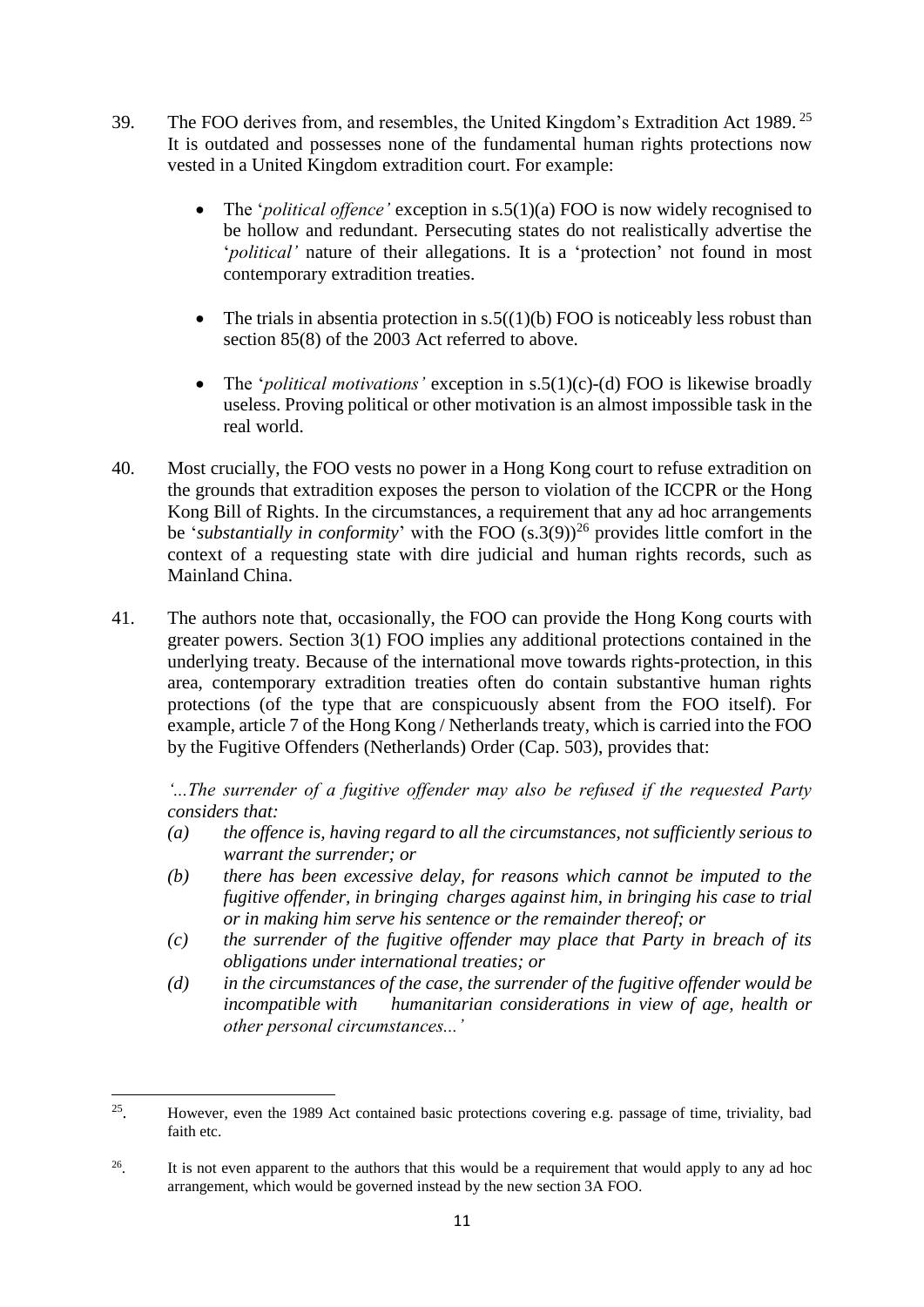39. The FOO derives from, and resembles, the United Kingdom's Extradition Act 1989. [25] It is outdated and possesses none of the fundamental human rights protections now vested in a United Kingdom extradition court. For example:

- The '*political offence'* exception in s.5(1)(a) FOO is now widely recognised to be hollow and redundant. Persecuting states do not realistically advertise the '*political'* nature of their allegations. It is a 'protection' not found in most contemporary extradition treaties.

- The trials in absentia protection in s.5((1)(b) FOO is noticeably less robust than section 85(8) of the 2003 Act referred to above.

- The '*political motivations'* exception in s.5(1)(c)-(d) FOO is likewise broadly useless. Proving political or other motivation is an almost impossible task in the real world.

40. Most crucially, the FOO vests no power in a Hong Kong court to refuse extradition on the grounds that extradition exposes the person to violation of the ICCPR or the Hong Kong Bill of Rights. In the circumstances, a requirement that any ad hoc arrangements be '*substantially in conformity*' with the FOO (s.3(9))[26] provides little comfort in the context of a requesting state with dire judicial and human rights records, such as Mainland China.

41. The authors note that, occasionally, the FOO can provide the Hong Kong courts with greater powers. Section 3(1) FOO implies any additional protections contained in the underlying treaty. Because of the international move towards rights-protection, in this area, contemporary extradition treaties often do contain substantive human rights protections (of the type that are conspicuously absent from the FOO itself). For example, article 7 of the Hong Kong / Netherlands treaty, which is carried into the FOO by the Fugitive Offenders (Netherlands) Order (Cap. 503), provides that:

*'...The surrender of a fugitive offender may also be refused if the requested Party considers that:*

*(a) the offence is, having regard to all the circumstances, not sufficiently serious to warrant the surrender; or*

*(b) there has been excessive delay, for reasons which cannot be imputed to the fugitive offender, in bringing charges against him, in bringing his case to trial or in making him serve his sentence or the remainder thereof; or*

*(c) the surrender of the fugitive offender may place that Party in breach of its obligations under international treaties; or*

*(d) in the circumstances of the case, the surrender of the fugitive offender would be incompatible with humanitarian considerations in view of age, health or other personal circumstances...'*

---

[25]. However, even the 1989 Act contained basic protections covering e.g. passage of time, triviality, bad faith etc.

[26]. It is not even apparent to the authors that this would be a requirement that would apply to any ad hoc arrangement, which would be governed instead by the new section 3A FOO.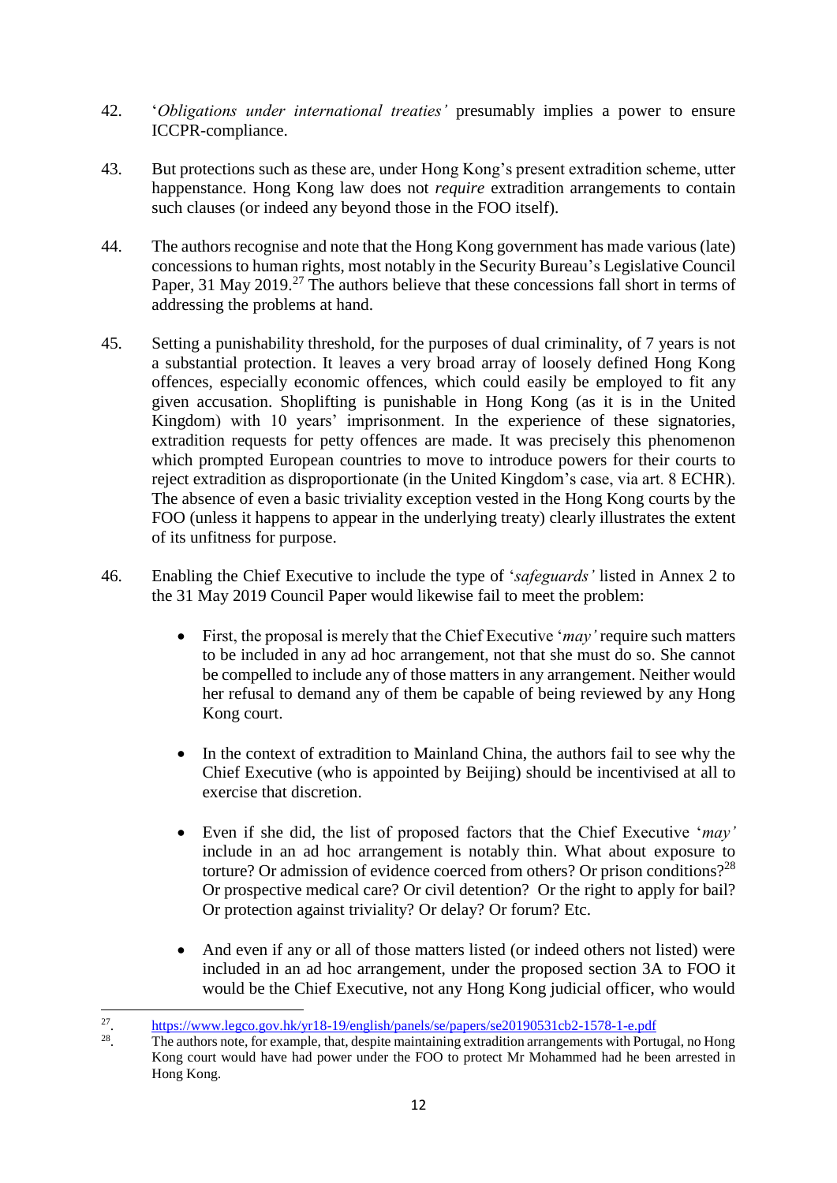42. '*Obligations under international treaties'* presumably implies a power to ensure ICCPR-compliance.

43. But protections such as these are, under Hong Kong's present extradition scheme, utter happenstance. Hong Kong law does not *require* extradition arrangements to contain such clauses (or indeed any beyond those in the FOO itself).

44. The authors recognise and note that the Hong Kong government has made various (late) concessions to human rights, most notably in the Security Bureau's Legislative Council Paper, 31 May 2019.[27] The authors believe that these concessions fall short in terms of addressing the problems at hand.

45. Setting a punishability threshold, for the purposes of dual criminality, of 7 years is not a substantial protection. It leaves a very broad array of loosely defined Hong Kong offences, especially economic offences, which could easily be employed to fit any given accusation. Shoplifting is punishable in Hong Kong (as it is in the United Kingdom) with 10 years' imprisonment. In the experience of these signatories, extradition requests for petty offences are made. It was precisely this phenomenon which prompted European countries to move to introduce powers for their courts to reject extradition as disproportionate (in the United Kingdom's case, via art. 8 ECHR). The absence of even a basic triviality exception vested in the Hong Kong courts by the FOO (unless it happens to appear in the underlying treaty) clearly illustrates the extent of its unfitness for purpose.

46. Enabling the Chief Executive to include the type of '*safeguards'* listed in Annex 2 to the 31 May 2019 Council Paper would likewise fail to meet the problem:

- First, the proposal is merely that the Chief Executive '*may'* require such matters to be included in any ad hoc arrangement, not that she must do so. She cannot be compelled to include any of those matters in any arrangement. Neither would her refusal to demand any of them be capable of being reviewed by any Hong Kong court.

- In the context of extradition to Mainland China, the authors fail to see why the Chief Executive (who is appointed by Beijing) should be incentivised at all to exercise that discretion.

- Even if she did, the list of proposed factors that the Chief Executive '*may'* include in an ad hoc arrangement is notably thin. What about exposure to torture? Or admission of evidence coerced from others? Or prison conditions?[28] Or prospective medical care? Or civil detention? Or the right to apply for bail? Or protection against triviality? Or delay? Or forum? Etc.

- And even if any or all of those matters listed (or indeed others not listed) were included in an ad hoc arrangement, under the proposed section 3A to FOO it would be the Chief Executive, not any Hong Kong judicial officer, who would

---

[27]. https://www.legco.gov.hk/yr18-19/english/panels/se/papers/se20190531cb2-1578-1-e.pdf

[28]. The authors note, for example, that, despite maintaining extradition arrangements with Portugal, no Hong Kong court would have had power under the FOO to protect Mr Mohammed had he been arrested in Hong Kong.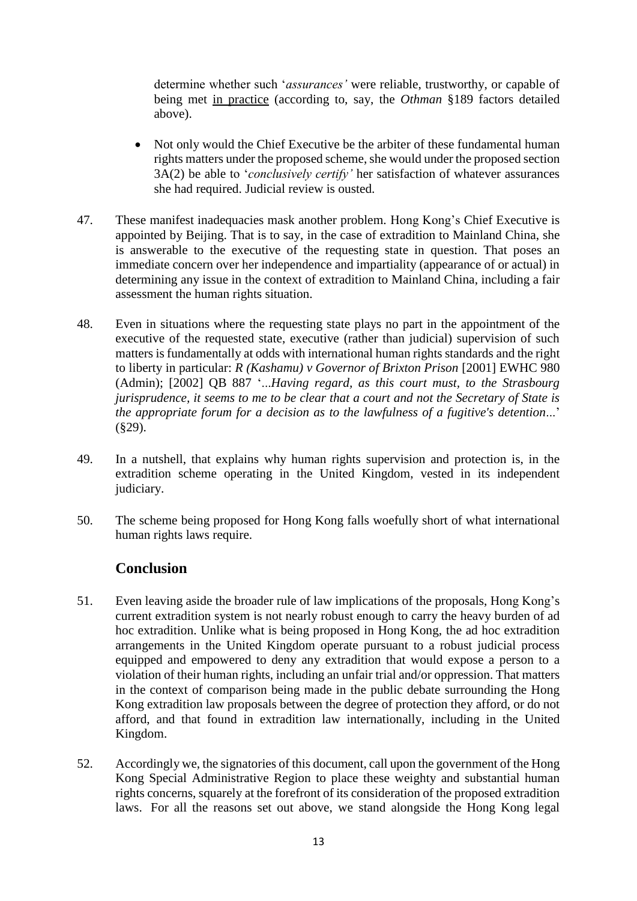determine whether such '*assurances'* were reliable, trustworthy, or capable of being met in practice (according to, say, the *Othman* §189 factors detailed above).

- Not only would the Chief Executive be the arbiter of these fundamental human rights matters under the proposed scheme, she would under the proposed section 3A(2) be able to '*conclusively certify'* her satisfaction of whatever assurances she had required. Judicial review is ousted.

47. These manifest inadequacies mask another problem. Hong Kong's Chief Executive is appointed by Beijing. That is to say, in the case of extradition to Mainland China, she is answerable to the executive of the requesting state in question. That poses an immediate concern over her independence and impartiality (appearance of or actual) in determining any issue in the context of extradition to Mainland China, including a fair assessment the human rights situation.

48. Even in situations where the requesting state plays no part in the appointment of the executive of the requested state, executive (rather than judicial) supervision of such matters is fundamentally at odds with international human rights standards and the right to liberty in particular: *R (Kashamu) v Governor of Brixton Prison* [2001] EWHC 980 (Admin); [2002] QB 887 '*...Having regard, as this court must, to the Strasbourg jurisprudence, it seems to me to be clear that a court and not the Secretary of State is the appropriate forum for a decision as to the lawfulness of a fugitive's detention...*' (§29).

49. In a nutshell, that explains why human rights supervision and protection is, in the extradition scheme operating in the United Kingdom, vested in its independent judiciary.

50. The scheme being proposed for Hong Kong falls woefully short of what international human rights laws require.

## Conclusion

51. Even leaving aside the broader rule of law implications of the proposals, Hong Kong's current extradition system is not nearly robust enough to carry the heavy burden of ad hoc extradition. Unlike what is being proposed in Hong Kong, the ad hoc extradition arrangements in the United Kingdom operate pursuant to a robust judicial process equipped and empowered to deny any extradition that would expose a person to a violation of their human rights, including an unfair trial and/or oppression. That matters in the context of comparison being made in the public debate surrounding the Hong Kong extradition law proposals between the degree of protection they afford, or do not afford, and that found in extradition law internationally, including in the United Kingdom.

52. Accordingly we, the signatories of this document, call upon the government of the Hong Kong Special Administrative Region to place these weighty and substantial human rights concerns, squarely at the forefront of its consideration of the proposed extradition laws. For all the reasons set out above, we stand alongside the Hong Kong legal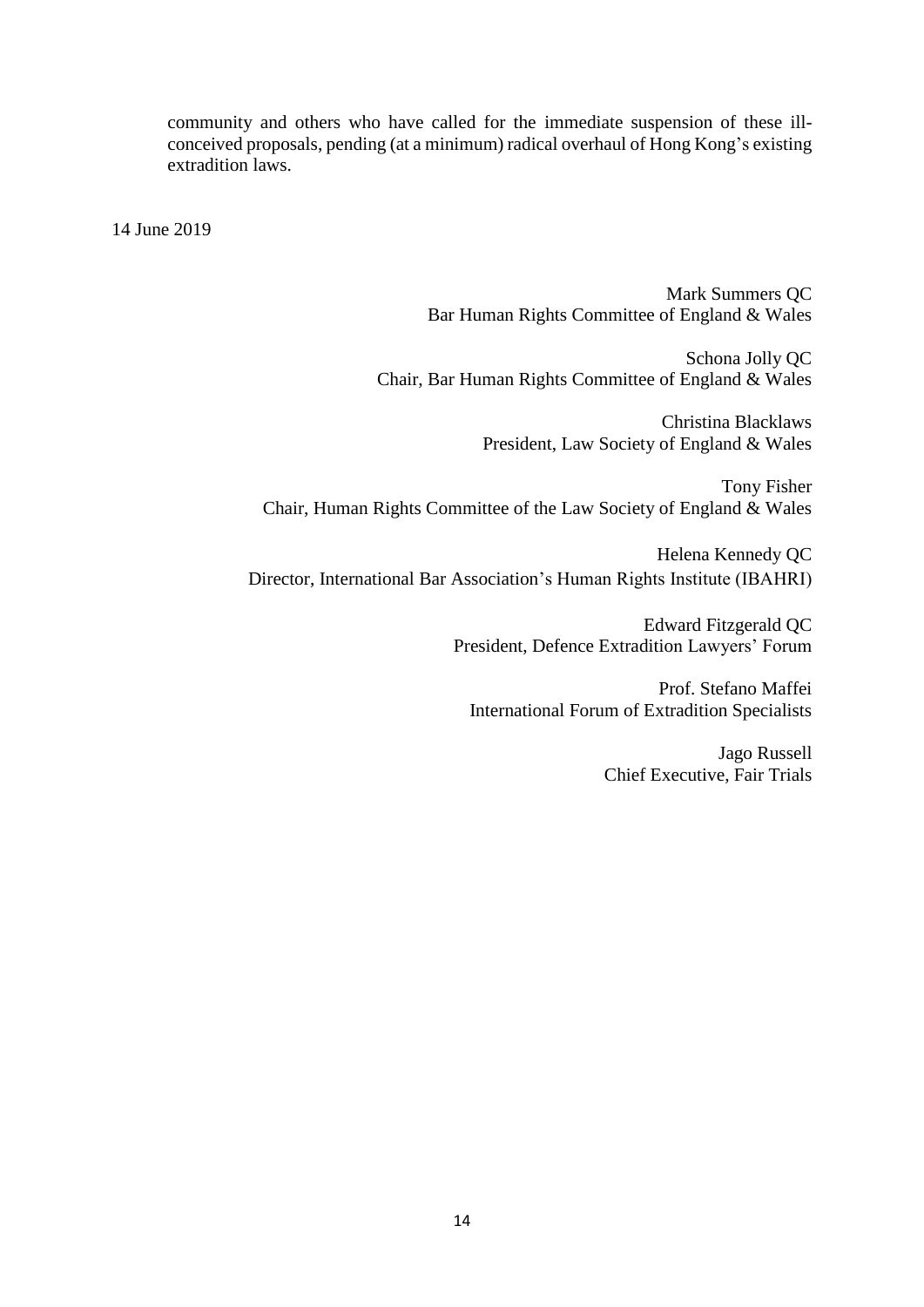community and others who have called for the immediate suspension of these ill-conceived proposals, pending (at a minimum) radical overhaul of Hong Kong's existing extradition laws.

14 June 2019

Mark Summers QC
Bar Human Rights Committee of England & Wales

Schona Jolly QC
Chair, Bar Human Rights Committee of England & Wales

Christina Blacklaws
President, Law Society of England & Wales

Tony Fisher
Chair, Human Rights Committee of the Law Society of England & Wales

Helena Kennedy QC
Director, International Bar Association's Human Rights Institute (IBAHRI)

Edward Fitzgerald QC
President, Defence Extradition Lawyers' Forum

Prof. Stefano Maffei
International Forum of Extradition Specialists

Jago Russell
Chief Executive, Fair Trials